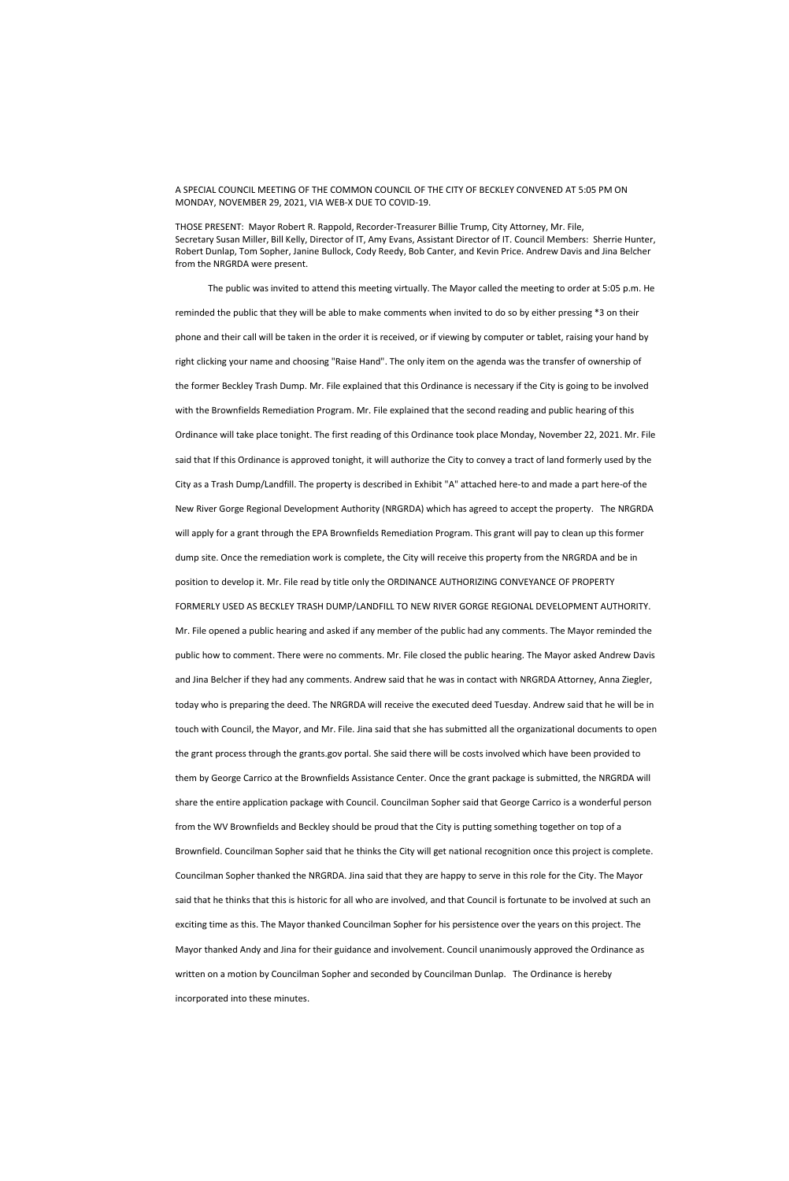A SPECIAL COUNCIL MEETING OF THE COMMON COUNCIL OF THE CITY OF BECKLEY CONVENED AT 5:05 PM ON MONDAY, NOVEMBER 29, 2021, VIA WEB-X DUE TO COVID-19.

THOSE PRESENT: Mayor Robert R. Rappold, Recorder-Treasurer Billie Trump, City Attorney, Mr. File, Secretary Susan Miller, Bill Kelly, Director of IT, Amy Evans, Assistant Director of IT. Council Members: Sherrie Hunter, Robert Dunlap, Tom Sopher, Janine Bullock, Cody Reedy, Bob Canter, and Kevin Price. Andrew Davis and Jina Belcher from the NRGRDA were present.

The public was invited to attend this meeting virtually. The Mayor called the meeting to order at 5:05 p.m. He reminded the public that they will be able to make comments when invited to do so by either pressing *3 on their phone and their call will be taken in the order it is received, or if viewing by computer or tablet, raising your hand by right clicking your name and choosing "Raise Hand". The only item on the agenda was the transfer of ownership of the former Beckley Trash Dump. Mr. File explained that this Ordinance is necessary if the City is going to be involved with the Brownfields Remediation Program. Mr. File explained that the second reading and public hearing of this Ordinance will take place tonight. The first reading of this Ordinance took place Monday, November 22, 2021. Mr. File said that If this Ordinance is approved tonight, it will authorize the City to convey a tract of land formerly used by the City as a Trash Dump/Landfill. The property is described in Exhibit "A" attached here-to and made a part here-of the New River Gorge Regional Development Authority (NRGRDA) which has agreed to accept the property. The NRGRDA will apply for a grant through the EPA Brownfields Remediation Program. This grant will pay to clean up this former dump site. Once the remediation work is complete, the City will receive this property from the NRGRDA and be in position to develop it. Mr. File read by title only the ORDINANCE AUTHORIZING CONVEYANCE OF PROPERTY FORMERLY USED AS BECKLEY TRASH DUMP/LANDFILL TO NEW RIVER GORGE REGIONAL DEVELOPMENT AUTHORITY. Mr. File opened a public hearing and asked if any member of the public had any comments. The Mayor reminded the public how to comment. There were no comments. Mr. File closed the public hearing. The Mayor asked Andrew Davis and Jina Belcher if they had any comments. Andrew said that he was in contact with NRGRDA Attorney, Anna Ziegler, today who is preparing the deed. The NRGRDA will receive the executed deed Tuesday. Andrew said that he will be in touch with Council, the Mayor, and Mr. File. Jina said that she has submitted all the organizational documents to open the grant process through the grants.gov portal. She said there will be costs involved which have been provided to them by George Carrico at the Brownfields Assistance Center. Once the grant package is submitted, the NRGRDA will share the entire application package with Council. Councilman Sopher said that George Carrico is a wonderful person from the WV Brownfields and Beckley should be proud that the City is putting something together on top of a Brownfield. Councilman Sopher said that he thinks the City will get national recognition once this project is complete. Councilman Sopher thanked the NRGRDA. Jina said that they are happy to serve in this role for the City. The Mayor said that he thinks that this is historic for all who are involved, and that Council is fortunate to be involved at such an exciting time as this. The Mayor thanked Councilman Sopher for his persistence over the years on this project. The Mayor thanked Andy and Jina for their guidance and involvement. Council unanimously approved the Ordinance as written on a motion by Councilman Sopher and seconded by Councilman Dunlap. The Ordinance is hereby incorporated into these minutes.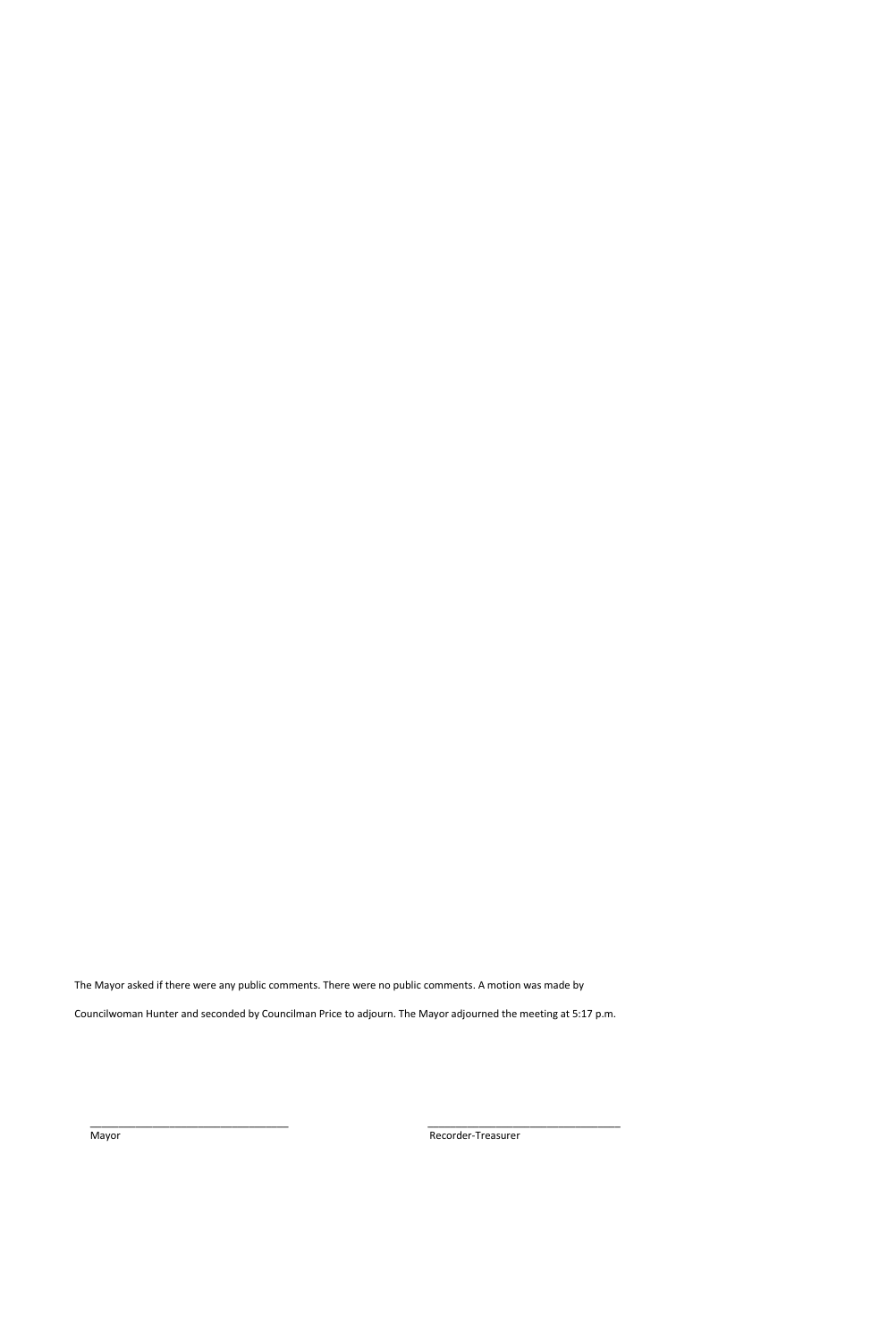The Mayor asked if there were any public comments. There were no public comments. A motion was made by Councilwoman Hunter and seconded by Councilman Price to adjourn. The Mayor adjourned the meeting at 5:17 p.m.

_________________________________ _________________________________

Mayor Recorder-Treasurer